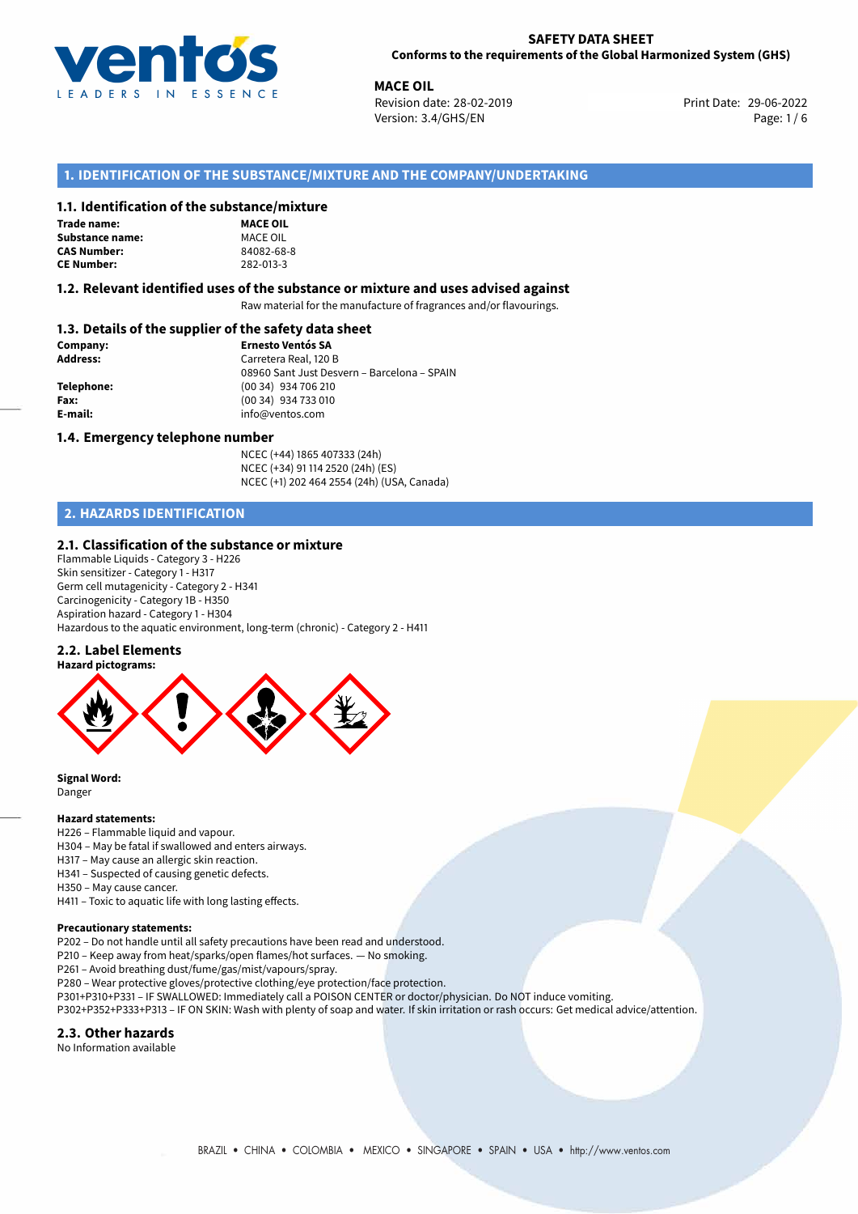**SAFETY DATA SHEET**
**Conforms to the requirements of the Global Harmonized System (GHS)**

**MACE OIL**
Revision date: 28-02-2019
Version: 3.4/GHS/EN
Print Date: 29-06-2022

## 1. IDENTIFICATION OF THE SUBSTANCE/MIXTURE AND THE COMPANY/UNDERTAKING

### 1.1. Identification of the substance/mixture

| | |
|---|---|
| **Trade name:** | **MACE OIL** |
| **Substance name:** | MACE OIL |
| **CAS Number:** | 84082-68-8 |
| **CE Number:** | 282-013-3 |

### 1.2. Relevant identified uses of the substance or mixture and uses advised against

Raw material for the manufacture of fragrances and/or flavourings.

### 1.3. Details of the supplier of the safety data sheet

| | |
|---|---|
| **Company:** | **Ernesto Ventós SA** |
| **Address:** | Carretera Real, 120 B<br>08960 Sant Just Desvern – Barcelona – SPAIN |
| **Telephone:** | (00 34) 934 706 210 |
| **Fax:** | (00 34) 934 733 010 |
| **E-mail:** | info@ventos.com |

### 1.4. Emergency telephone number

NCEC (+44) 1865 407333 (24h)
NCEC (+34) 91 114 2520 (24h) (ES)
NCEC (+1) 202 464 2554 (24h) (USA, Canada)

## 2. HAZARDS IDENTIFICATION

### 2.1. Classification of the substance or mixture

Flammable Liquids - Category 3 - H226
Skin sensitizer - Category 1 - H317
Germ cell mutagenicity - Category 2 - H341
Carcinogenicity - Category 1B - H350
Aspiration hazard - Category 1 - H304
Hazardous to the aquatic environment, long-term (chronic) - Category 2 - H411

### 2.2. Label Elements

**Hazard pictograms:**

**Signal Word:**
Danger

**Hazard statements:**
H226 – Flammable liquid and vapour.
H304 – May be fatal if swallowed and enters airways.
H317 – May cause an allergic skin reaction.
H341 – Suspected of causing genetic defects.
H350 – May cause cancer.
H411 – Toxic to aquatic life with long lasting effects.

**Precautionary statements:**
P202 – Do not handle until all safety precautions have been read and understood.
P210 – Keep away from heat/sparks/open flames/hot surfaces. — No smoking.
P261 – Avoid breathing dust/fume/gas/mist/vapours/spray.
P280 – Wear protective gloves/protective clothing/eye protection/face protection.
P301+P310+P331 – IF SWALLOWED: Immediately call a POISON CENTER or doctor/physician. Do NOT induce vomiting.
P302+P352+P333+P313 – IF ON SKIN: Wash with plenty of soap and water. If skin irritation or rash occurs: Get medical advice/attention.

### 2.3. Other hazards

No Information available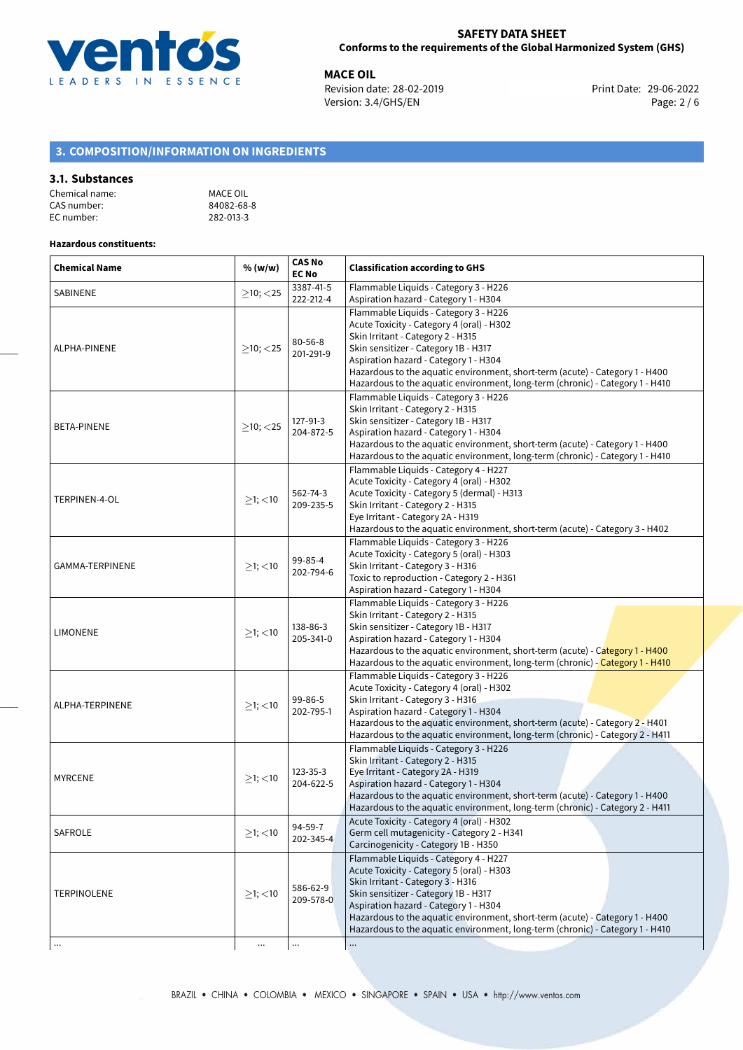## 3. COMPOSITION/INFORMATION ON INGREDIENTS

### 3.1. Substances

Chemical name: MACE OIL
CAS number: 84082-68-8
EC number: 282-013-3

**Hazardous constituents:**

| Chemical Name | % (w/w) | CAS No EC No | Classification according to GHS |
|---|---|---|---|
| SABINENE | ≥10; <25 | 3387-41-5 222-212-4 | Flammable Liquids - Category 3 - H226<br>Aspiration hazard - Category 1 - H304 |
| ALPHA-PINENE | ≥10; <25 | 80-56-8 201-291-9 | Flammable Liquids - Category 3 - H226<br>Acute Toxicity - Category 4 (oral) - H302<br>Skin Irritant - Category 2 - H315<br>Skin sensitizer - Category 1B - H317<br>Aspiration hazard - Category 1 - H304<br>Hazardous to the aquatic environment, short-term (acute) - Category 1 - H400<br>Hazardous to the aquatic environment, long-term (chronic) - Category 1 - H410 |
| BETA-PINENE | ≥10; <25 | 127-91-3 204-872-5 | Flammable Liquids - Category 3 - H226<br>Skin Irritant - Category 2 - H315<br>Skin sensitizer - Category 1B - H317<br>Aspiration hazard - Category 1 - H304<br>Hazardous to the aquatic environment, short-term (acute) - Category 1 - H400<br>Hazardous to the aquatic environment, long-term (chronic) - Category 1 - H410 |
| TERPINEN-4-OL | ≥1; <10 | 562-74-3 209-235-5 | Flammable Liquids - Category 4 - H227<br>Acute Toxicity - Category 4 (oral) - H302<br>Acute Toxicity - Category 5 (dermal) - H313<br>Skin Irritant - Category 2 - H315<br>Eye Irritant - Category 2A - H319<br>Hazardous to the aquatic environment, short-term (acute) - Category 3 - H402 |
| GAMMA-TERPINENE | ≥1; <10 | 99-85-4 202-794-6 | Flammable Liquids - Category 3 - H226<br>Acute Toxicity - Category 5 (oral) - H303<br>Skin Irritant - Category 3 - H316<br>Toxic to reproduction - Category 2 - H361<br>Aspiration hazard - Category 1 - H304 |
| LIMONENE | ≥1; <10 | 138-86-3 205-341-0 | Flammable Liquids - Category 3 - H226<br>Skin Irritant - Category 2 - H315<br>Skin sensitizer - Category 1B - H317<br>Aspiration hazard - Category 1 - H304<br>Hazardous to the aquatic environment, short-term (acute) - Category 1 - H400<br>Hazardous to the aquatic environment, long-term (chronic) - Category 1 - H410 |
| ALPHA-TERPINENE | ≥1; <10 | 99-86-5 202-795-1 | Flammable Liquids - Category 3 - H226<br>Acute Toxicity - Category 4 (oral) - H302<br>Skin Irritant - Category 3 - H316<br>Aspiration hazard - Category 1 - H304<br>Hazardous to the aquatic environment, short-term (acute) - Category 2 - H401<br>Hazardous to the aquatic environment, long-term (chronic) - Category 2 - H411 |
| MYRCENE | ≥1; <10 | 123-35-3 204-622-5 | Flammable Liquids - Category 3 - H226<br>Skin Irritant - Category 2 - H315<br>Eye Irritant - Category 2A - H319<br>Aspiration hazard - Category 1 - H304<br>Hazardous to the aquatic environment, short-term (acute) - Category 1 - H400<br>Hazardous to the aquatic environment, long-term (chronic) - Category 2 - H411 |
| SAFROLE | ≥1; <10 | 94-59-7 202-345-4 | Acute Toxicity - Category 4 (oral) - H302<br>Germ cell mutagenicity - Category 2 - H341<br>Carcinogenicity - Category 1B - H350 |
| TERPINOLENE | ≥1; <10 | 586-62-9 209-578-0 | Flammable Liquids - Category 4 - H227<br>Acute Toxicity - Category 5 (oral) - H303<br>Skin Irritant - Category 3 - H316<br>Skin sensitizer - Category 1B - H317<br>Aspiration hazard - Category 1 - H304<br>Hazardous to the aquatic environment, short-term (acute) - Category 1 - H400<br>Hazardous to the aquatic environment, long-term (chronic) - Category 1 - H410 |
| ... | ... | ... | ... |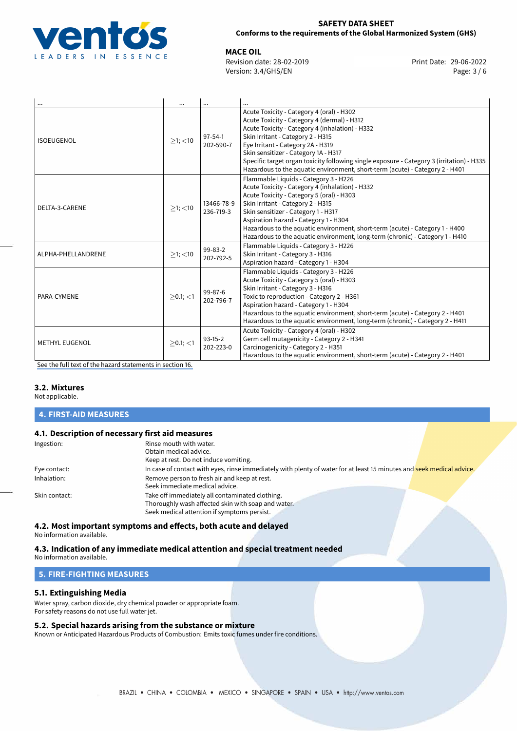| ... | ... | ... | ... |
|---|---|---|---|
| ISOEUGENOL | ≥1; <10 | 97-54-1<br>202-590-7 | Acute Toxicity - Category 4 (oral) - H302<br>Acute Toxicity - Category 4 (dermal) - H312<br>Acute Toxicity - Category 4 (inhalation) - H332<br>Skin Irritant - Category 2 - H315<br>Eye Irritant - Category 2A - H319<br>Skin sensitizer - Category 1A - H317<br>Specific target organ toxicity following single exposure - Category 3 (irritation) - H335<br>Hazardous to the aquatic environment, short-term (acute) - Category 2 - H401 |
| DELTA-3-CARENE | ≥1; <10 | 13466-78-9<br>236-719-3 | Flammable Liquids - Category 3 - H226<br>Acute Toxicity - Category 4 (inhalation) - H332<br>Acute Toxicity - Category 5 (oral) - H303<br>Skin Irritant - Category 2 - H315<br>Skin sensitizer - Category 1 - H317<br>Aspiration hazard - Category 1 - H304<br>Hazardous to the aquatic environment, short-term (acute) - Category 1 - H400<br>Hazardous to the aquatic environment, long-term (chronic) - Category 1 - H410 |
| ALPHA-PHELLANDRENE | ≥1; <10 | 99-83-2<br>202-792-5 | Flammable Liquids - Category 3 - H226<br>Skin Irritant - Category 3 - H316<br>Aspiration hazard - Category 1 - H304 |
| PARA-CYMENE | ≥0.1; <1 | 99-87-6<br>202-796-7 | Flammable Liquids - Category 3 - H226<br>Acute Toxicity - Category 5 (oral) - H303<br>Skin Irritant - Category 3 - H316<br>Toxic to reproduction - Category 2 - H361<br>Aspiration hazard - Category 1 - H304<br>Hazardous to the aquatic environment, short-term (acute) - Category 2 - H401<br>Hazardous to the aquatic environment, long-term (chronic) - Category 2 - H411 |
| METHYL EUGENOL | ≥0.1; <1 | 93-15-2<br>202-223-0 | Acute Toxicity - Category 4 (oral) - H302<br>Germ cell mutagenicity - Category 2 - H341<br>Carcinogenicity - Category 2 - H351<br>Hazardous to the aquatic environment, short-term (acute) - Category 2 - H401 |

See the full text of the hazard statements in section 16.

### 3.2. Mixtures

Not applicable.

## 4. FIRST-AID MEASURES

### 4.1. Description of necessary first aid measures

Ingestion: Rinse mouth with water.
Obtain medical advice.
Keep at rest. Do not induce vomiting.

Eye contact: In case of contact with eyes, rinse immediately with plenty of water for at least 15 minutes and seek medical advice.

Inhalation: Remove person to fresh air and keep at rest.
Seek immediate medical advice.

Skin contact: Take off immediately all contaminated clothing.
Thoroughly wash affected skin with soap and water.
Seek medical attention if symptoms persist.

### 4.2. Most important symptoms and effects, both acute and delayed

No information available.

### 4.3. Indication of any immediate medical attention and special treatment needed

No information available.

## 5. FIRE-FIGHTING MEASURES

### 5.1. Extinguishing Media

Water spray, carbon dioxide, dry chemical powder or appropriate foam.
For safety reasons do not use full water jet.

### 5.2. Special hazards arising from the substance or mixture

Known or Anticipated Hazardous Products of Combustion: Emits toxic fumes under fire conditions.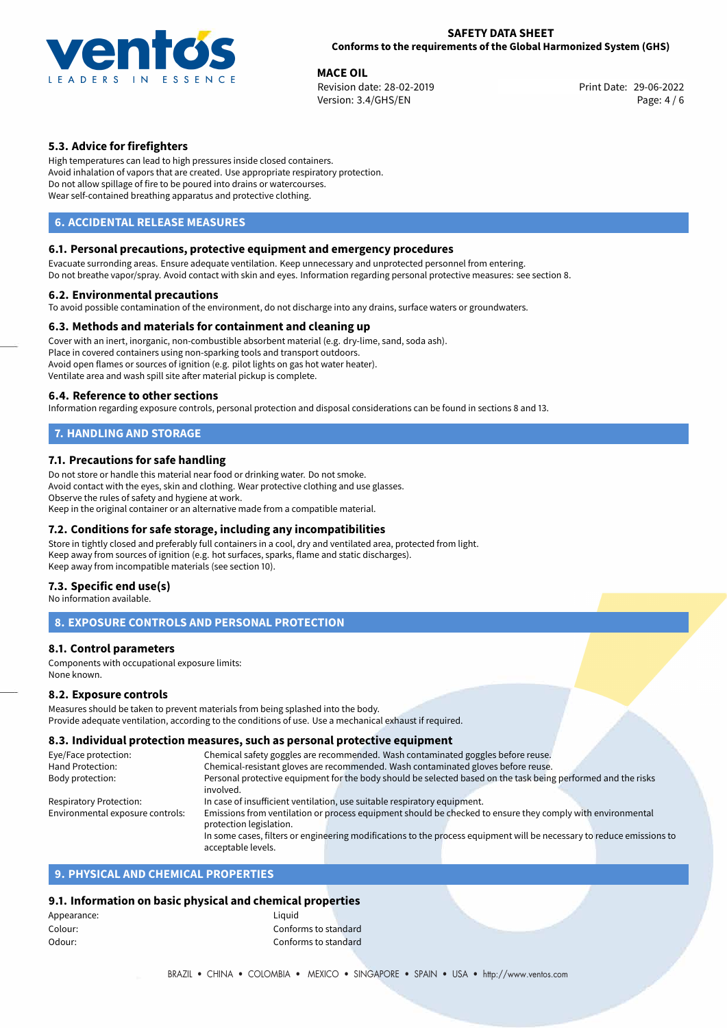### 5.3. Advice for firefighters

High temperatures can lead to high pressures inside closed containers.
Avoid inhalation of vapors that are created. Use appropriate respiratory protection.
Do not allow spillage of fire to be poured into drains or watercourses.
Wear self-contained breathing apparatus and protective clothing.

## 6. ACCIDENTAL RELEASE MEASURES

### 6.1. Personal precautions, protective equipment and emergency procedures

Evacuate surronding areas. Ensure adequate ventilation. Keep unnecessary and unprotected personnel from entering.
Do not breathe vapor/spray. Avoid contact with skin and eyes. Information regarding personal protective measures: see section 8.

### 6.2. Environmental precautions

To avoid possible contamination of the environment, do not discharge into any drains, surface waters or groundwaters.

### 6.3. Methods and materials for containment and cleaning up

Cover with an inert, inorganic, non-combustible absorbent material (e.g. dry-lime, sand, soda ash).
Place in covered containers using non-sparking tools and transport outdoors.
Avoid open flames or sources of ignition (e.g. pilot lights on gas hot water heater).
Ventilate area and wash spill site after material pickup is complete.

### 6.4. Reference to other sections

Information regarding exposure controls, personal protection and disposal considerations can be found in sections 8 and 13.

## 7. HANDLING AND STORAGE

### 7.1. Precautions for safe handling

Do not store or handle this material near food or drinking water. Do not smoke.
Avoid contact with the eyes, skin and clothing. Wear protective clothing and use glasses.
Observe the rules of safety and hygiene at work.
Keep in the original container or an alternative made from a compatible material.

### 7.2. Conditions for safe storage, including any incompatibilities

Store in tightly closed and preferably full containers in a cool, dry and ventilated area, protected from light.
Keep away from sources of ignition (e.g. hot surfaces, sparks, flame and static discharges).
Keep away from incompatible materials (see section 10).

### 7.3. Specific end use(s)

No information available.

## 8. EXPOSURE CONTROLS AND PERSONAL PROTECTION

### 8.1. Control parameters

Components with occupational exposure limits:
None known.

### 8.2. Exposure controls

Measures should be taken to prevent materials from being splashed into the body.
Provide adequate ventilation, according to the conditions of use. Use a mechanical exhaust if required.

### 8.3. Individual protection measures, such as personal protective equipment

| | |
|---|---|
| Eye/Face protection: | Chemical safety goggles are recommended. Wash contaminated goggles before reuse. |
| Hand Protection: | Chemical-resistant gloves are recommended. Wash contaminated gloves before reuse. |
| Body protection: | Personal protective equipment for the body should be selected based on the task being performed and the risks involved. |
| Respiratory Protection: | In case of insufficient ventilation, use suitable respiratory equipment. |
| Environmental exposure controls: | Emissions from ventilation or process equipment should be checked to ensure they comply with environmental protection legislation. In some cases, filters or engineering modifications to the process equipment will be necessary to reduce emissions to acceptable levels. |

## 9. PHYSICAL AND CHEMICAL PROPERTIES

### 9.1. Information on basic physical and chemical properties

| | |
|---|---|
| Appearance: | Liquid |
| Colour: | Conforms to standard |
| Odour: | Conforms to standard |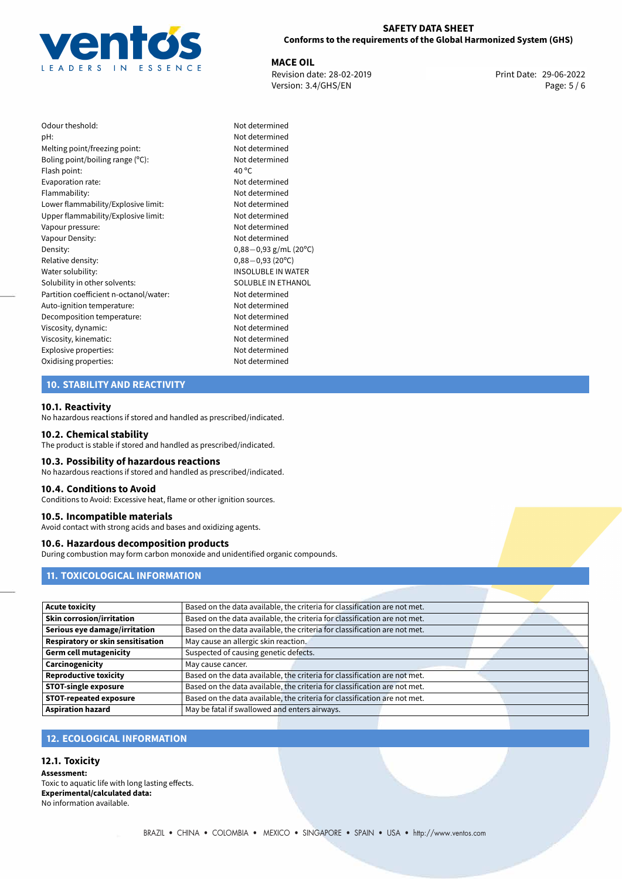| | |
|---|---|
| Odour theshold: | Not determined |
| pH: | Not determined |
| Melting point/freezing point: | Not determined |
| Boling point/boiling range (°C): | Not determined |
| Flash point: | 40 °C |
| Evaporation rate: | Not determined |
| Flammability: | Not determined |
| Lower flammability/Explosive limit: | Not determined |
| Upper flammability/Explosive limit: | Not determined |
| Vapour pressure: | Not determined |
| Vapour Density: | Not determined |
| Density: | 0,88−0,93 g/mL (20°C) |
| Relative density: | 0,88−0,93 (20°C) |
| Water solubility: | INSOLUBLE IN WATER |
| Solubility in other solvents: | SOLUBLE IN ETHANOL |
| Partition coefficient n-octanol/water: | Not determined |
| Auto-ignition temperature: | Not determined |
| Decomposition temperature: | Not determined |
| Viscosity, dynamic: | Not determined |
| Viscosity, kinematic: | Not determined |
| Explosive properties: | Not determined |
| Oxidising properties: | Not determined |

## 10. STABILITY AND REACTIVITY

### 10.1. Reactivity

No hazardous reactions if stored and handled as prescribed/indicated.

### 10.2. Chemical stability

The product is stable if stored and handled as prescribed/indicated.

### 10.3. Possibility of hazardous reactions

No hazardous reactions if stored and handled as prescribed/indicated.

### 10.4. Conditions to Avoid

Conditions to Avoid: Excessive heat, flame or other ignition sources.

### 10.5. Incompatible materials

Avoid contact with strong acids and bases and oxidizing agents.

### 10.6. Hazardous decomposition products

During combustion may form carbon monoxide and unidentified organic compounds.

## 11. TOXICOLOGICAL INFORMATION

| | |
|---|---|
| **Acute toxicity** | Based on the data available, the criteria for classification are not met. |
| **Skin corrosion/irritation** | Based on the data available, the criteria for classification are not met. |
| **Serious eye damage/irritation** | Based on the data available, the criteria for classification are not met. |
| **Respiratory or skin sensitisation** | May cause an allergic skin reaction. |
| **Germ cell mutagenicity** | Suspected of causing genetic defects. |
| **Carcinogenicity** | May cause cancer. |
| **Reproductive toxicity** | Based on the data available, the criteria for classification are not met. |
| **STOT-single exposure** | Based on the data available, the criteria for classification are not met. |
| **STOT-repeated exposure** | Based on the data available, the criteria for classification are not met. |
| **Aspiration hazard** | May be fatal if swallowed and enters airways. |

## 12. ECOLOGICAL INFORMATION

### 12.1. Toxicity

**Assessment:**
Toxic to aquatic life with long lasting effects.
**Experimental/calculated data:**
No information available.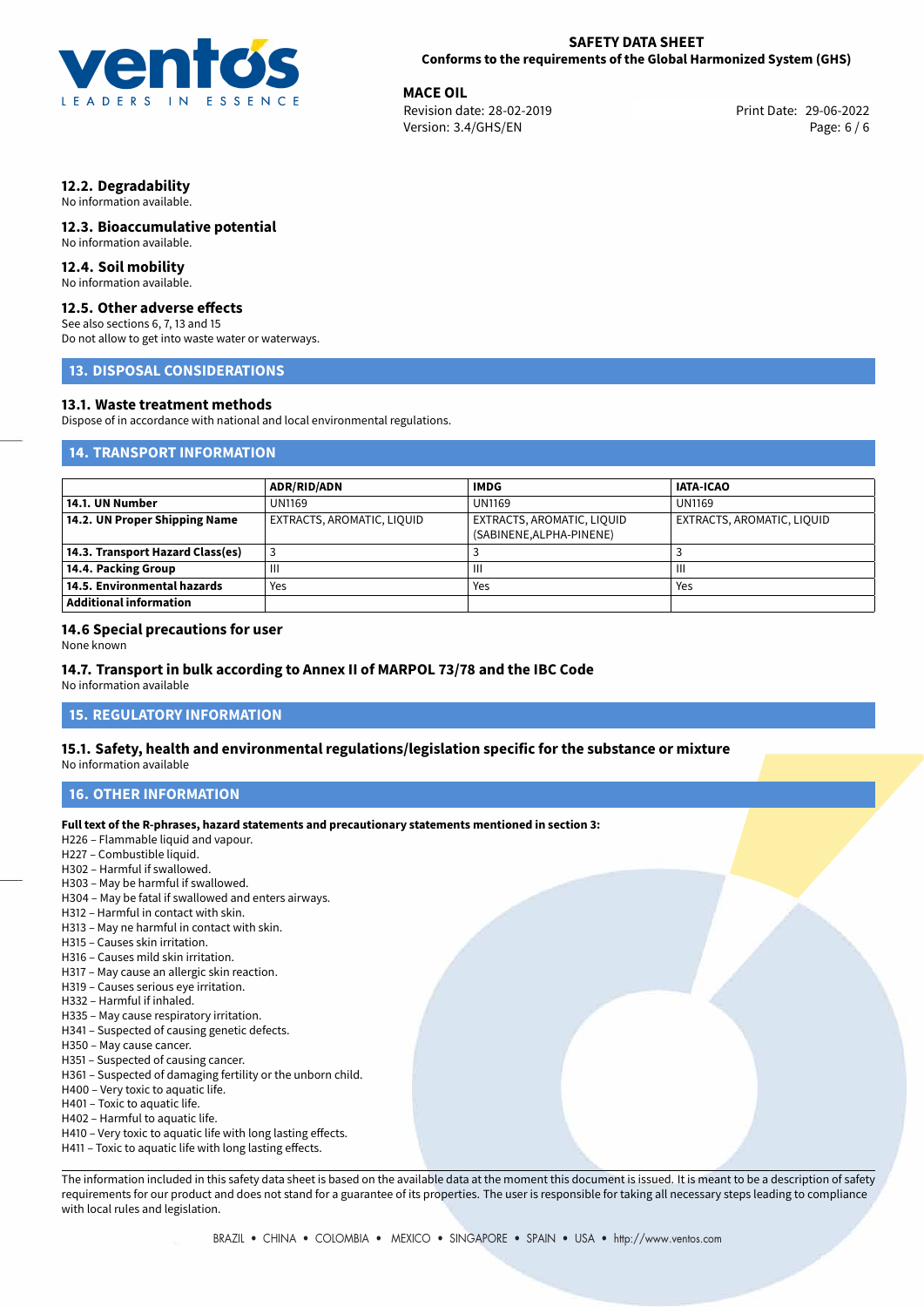### 12.2. Degradability

No information available.

### 12.3. Bioaccumulative potential

No information available.

### 12.4. Soil mobility

No information available.

### 12.5. Other adverse effects

See also sections 6, 7, 13 and 15

Do not allow to get into waste water or waterways.

## 13. DISPOSAL CONSIDERATIONS

### 13.1. Waste treatment methods

Dispose of in accordance with national and local environmental regulations.

## 14. TRANSPORT INFORMATION

| | ADR/RID/ADN | IMDG | IATA-ICAO |
|---|---|---|---|
| **14.1. UN Number** | UN1169 | UN1169 | UN1169 |
| **14.2. UN Proper Shipping Name** | EXTRACTS, AROMATIC, LIQUID | EXTRACTS, AROMATIC, LIQUID (SABINENE,ALPHA-PINENE) | EXTRACTS, AROMATIC, LIQUID |
| **14.3. Transport Hazard Class(es)** | 3 | 3 | 3 |
| **14.4. Packing Group** | III | III | III |
| **14.5. Environmental hazards** | Yes | Yes | Yes |
| **Additional information** | | | |

### 14.6 Special precautions for user

None known

### 14.7. Transport in bulk according to Annex II of MARPOL 73/78 and the IBC Code

No information available

## 15. REGULATORY INFORMATION

### 15.1. Safety, health and environmental regulations/legislation specific for the substance or mixture

No information available

## 16. OTHER INFORMATION

**Full text of the R-phrases, hazard statements and precautionary statements mentioned in section 3:**

H226 – Flammable liquid and vapour.
H227 – Combustible liquid.
H302 – Harmful if swallowed.
H303 – May be harmful if swallowed.
H304 – May be fatal if swallowed and enters airways.
H312 – Harmful in contact with skin.
H313 – May ne harmful in contact with skin.
H315 – Causes skin irritation.
H316 – Causes mild skin irritation.
H317 – May cause an allergic skin reaction.
H319 – Causes serious eye irritation.
H332 – Harmful if inhaled.
H335 – May cause respiratory irritation.
H341 – Suspected of causing genetic defects.
H350 – May cause cancer.
H351 – Suspected of causing cancer.
H361 – Suspected of damaging fertility or the unborn child.
H400 – Very toxic to aquatic life.
H401 – Toxic to aquatic life.
H402 – Harmful to aquatic life.
H410 – Very toxic to aquatic life with long lasting effects.
H411 – Toxic to aquatic life with long lasting effects.

The information included in this safety data sheet is based on the available data at the moment this document is issued. It is meant to be a description of safety requirements for our product and does not stand for a guarantee of its properties. The user is responsible for taking all necessary steps leading to compliance with local rules and legislation.